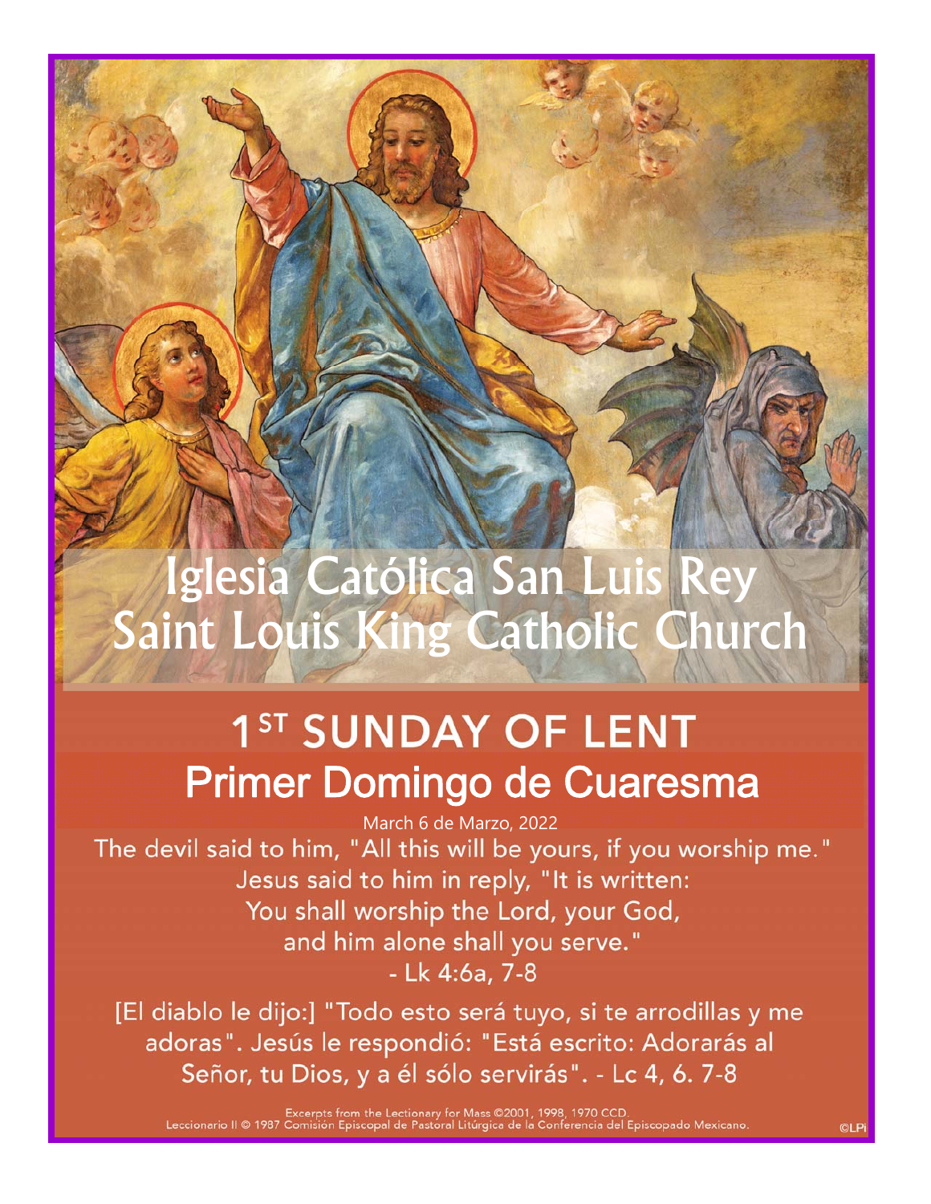# Iglesia Católica San Luis Rey
# Saint Louis King Catholic Church

## 1ST SUNDAY OF LENT
## Primer Domingo de Cuaresma

March 6 de Marzo, 2022

The devil said to him, "All this will be yours, if you worship me."
Jesus said to him in reply, "It is written:
You shall worship the Lord, your God,
and him alone shall you serve."
- Lk 4:6a, 7-8

[El diablo le dijo:] "Todo esto será tuyo, si te arrodillas y me adoras". Jesús le respondió: "Está escrito: Adorarás al Señor, tu Dios, y a él sólo servirás". - Lc 4, 6. 7-8

Excerpts from the Lectionary for Mass ©2001, 1998, 1970 CCD.
Leccionario II © 1987 Comisión Episcopal de Pastoral Litúrgica de la Conferencia del Episcopado Mexicano.

©LPi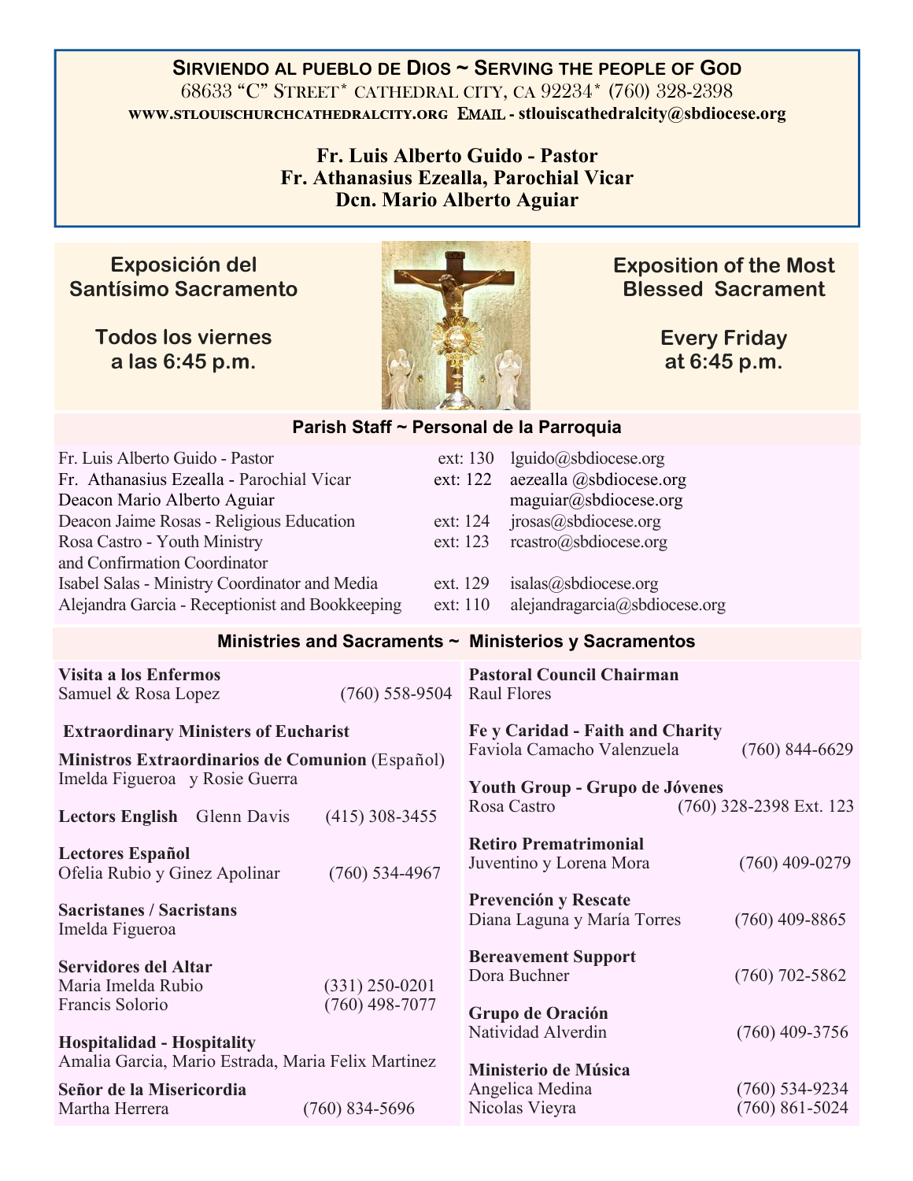**Sirviendo al pueblo de Dios ~ Serving the people of God**

68633 "C" Street* cathedral city, ca 92234* (760) 328-2398

www.stlouischurchcathedralcity.org Email - stlouiscathedralcity@sbdiocese.org

**Fr. Luis Alberto Guido - Pastor**
**Fr. Athanasius Ezealla, Parochial Vicar**
**Dcn. Mario Alberto Aguiar**

**Exposición del Santísimo Sacramento**

**Todos los viernes a las 6:45 p.m.**

**Exposition of the Most Blessed Sacrament**

**Every Friday at 6:45 p.m.**

## Parish Staff ~ Personal de la Parroquia

| | | |
|---|---|---|
| Fr. Luis Alberto Guido - Pastor | ext: 130 | lguido@sbdiocese.org |
| Fr. Athanasius Ezealla - Parochial Vicar | ext: 122 | aezealla @sbdiocese.org |
| Deacon Mario Alberto Aguiar | | maguiar@sbdiocese.org |
| Deacon Jaime Rosas - Religious Education | ext: 124 | jrosas@sbdiocese.org |
| Rosa Castro - Youth Ministry and Confirmation Coordinator | ext: 123 | rcastro@sbdiocese.org |
| Isabel Salas - Ministry Coordinator and Media | ext. 129 | isalas@sbdiocese.org |
| Alejandra Garcia - Receptionist and Bookkeeping | ext: 110 | alejandragarcia@sbdiocese.org |

## Ministries and Sacraments ~ Ministerios y Sacramentos

**Visita a los Enfermos**
Samuel & Rosa Lopez (760) 558-9504

**Extraordinary Ministers of Eucharist**

**Ministros Extraordinarios de Comunion** (Español)
Imelda Figueroa y Rosie Guerra

**Lectors English** Glenn Davis (415) 308-3455

**Lectores Español**
Ofelia Rubio y Ginez Apolinar (760) 534-4967

**Sacristanes / Sacristans**
Imelda Figueroa

**Servidores del Altar**
Maria Imelda Rubio (331) 250-0201
Francis Solorio (760) 498-7077

**Hospitalidad - Hospitality**
Amalia Garcia, Mario Estrada, Maria Felix Martinez

**Señor de la Misericordia**
Martha Herrera (760) 834-5696

**Pastoral Council Chairman**
Raul Flores

**Fe y Caridad - Faith and Charity**
Faviola Camacho Valenzuela (760) 844-6629

**Youth Group - Grupo de Jóvenes**
Rosa Castro (760) 328-2398 Ext. 123

**Retiro Prematrimonial**
Juventino y Lorena Mora (760) 409-0279

**Prevención y Rescate**
Diana Laguna y María Torres (760) 409-8865

**Bereavement Support**
Dora Buchner (760) 702-5862

**Grupo de Oración**
Natividad Alverdin (760) 409-3756

**Ministerio de Música**
Angelica Medina (760) 534-9234
Nicolas Vieyra (760) 861-5024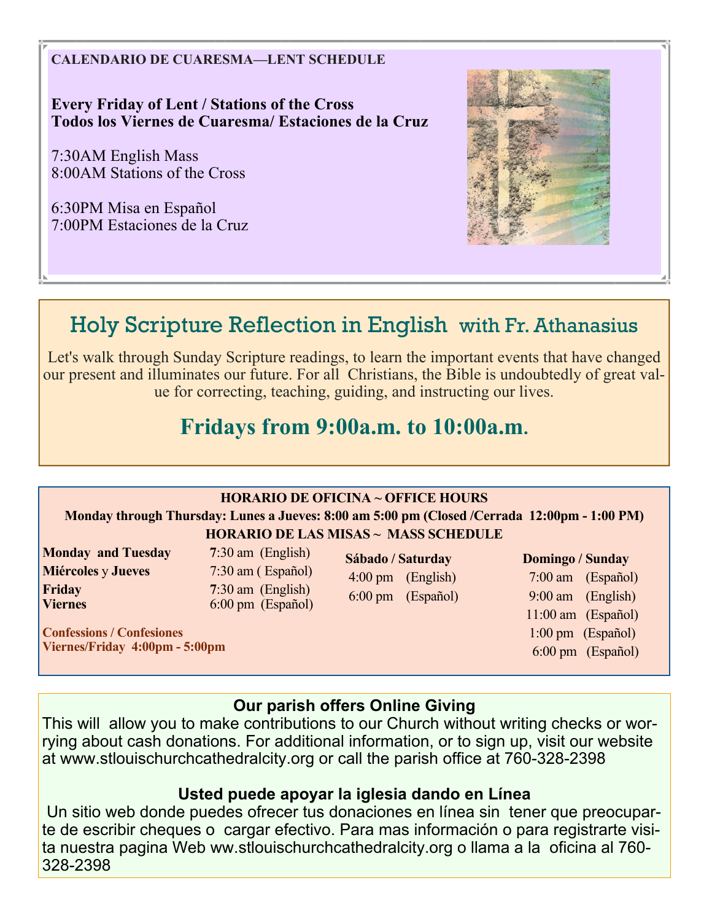**CALENDARIO DE CUARESMA—LENT SCHEDULE**

**Every Friday of Lent / Stations of the Cross**
**Todos los Viernes de Cuaresma/ Estaciones de la Cruz**

7:30AM English Mass
8:00AM Stations of the Cross

6:30PM Misa en Español
7:00PM Estaciones de la Cruz

## Holy Scripture Reflection in English with Fr. Athanasius

Let's walk through Sunday Scripture readings, to learn the important events that have changed our present and illuminates our future. For all Christians, the Bible is undoubtedly of great value for correcting, teaching, guiding, and instructing our lives.

**Fridays from 9:00a.m. to 10:00a.m.**

**HORARIO DE OFICINA ~ OFFICE HOURS**

**Monday through Thursday: Lunes a Jueves: 8:00 am 5:00 pm (Closed /Cerrada 12:00pm - 1:00 PM)**

**HORARIO DE LAS MISAS ~ MASS SCHEDULE**

| | |
|---|---|
| **Monday and Tuesday** | 7:30 am (English) |
| **Miércoles y Jueves** | 7:30 am ( Español) |
| **Friday** | 7:30 am (English) |
| **Viernes** | 6:00 pm (Español) |

**Sábado / Saturday**
4:00 pm (English)
6:00 pm (Español)

**Domingo / Sunday**
7:00 am (Español)
9:00 am (English)
11:00 am (Español)
1:00 pm (Español)
6:00 pm (Español)

**Confessions / Confesiones**
**Viernes/Friday 4:00pm - 5:00pm**

**Our parish offers Online Giving**

This will allow you to make contributions to our Church without writing checks or worrying about cash donations. For additional information, or to sign up, visit our website at www.stlouischurchcathedralcity.org or call the parish office at 760-328-2398

**Usted puede apoyar la iglesia dando en Línea**

Un sitio web donde puedes ofrecer tus donaciones en línea sin tener que preocuparte de escribir cheques o cargar efectivo. Para mas información o para registrarte visita nuestra pagina Web ww.stlouischurchcathedralcity.org o llama a la oficina al 760-328-2398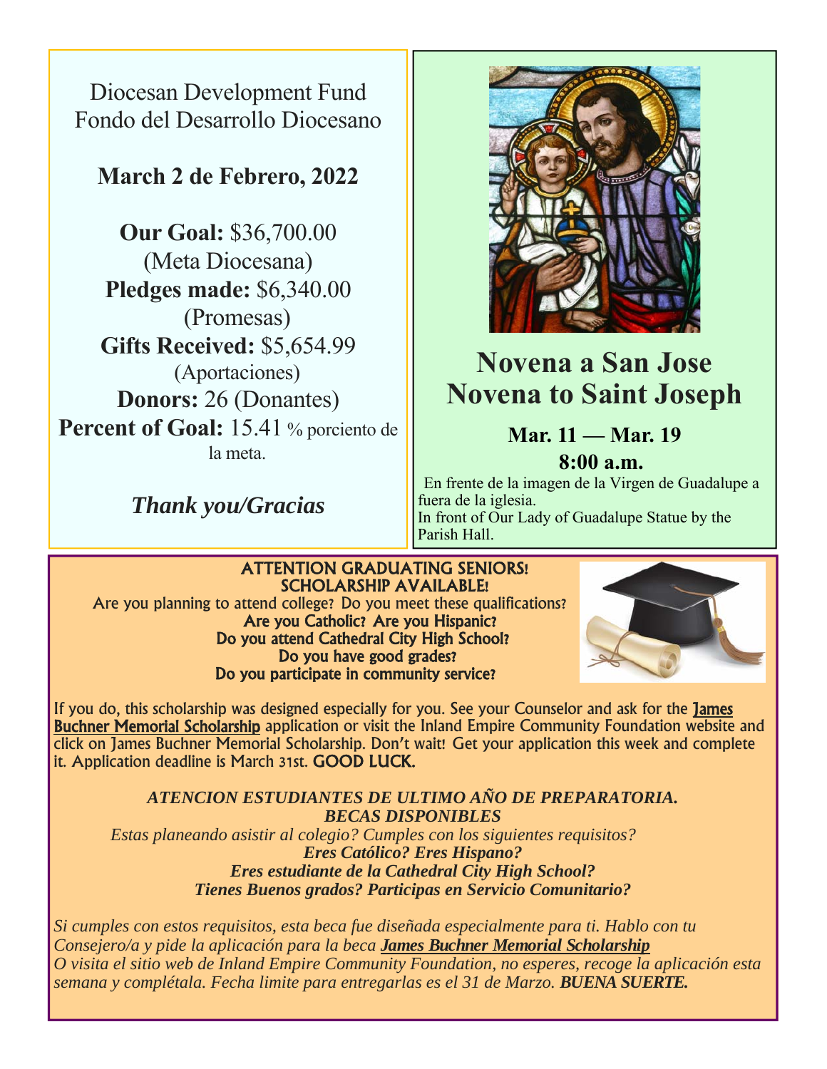Diocesan Development Fund
Fondo del Desarrollo Diocesano

**March 2 de Febrero, 2022**

**Our Goal:** $36,700.00
(Meta Diocesana)
**Pledges made:** $6,340.00
(Promesas)
**Gifts Received:** $5,654.99
(Aportaciones)
**Donors:** 26 (Donantes)
**Percent of Goal:** 15.41 % porciento de la meta.

***Thank you/Gracias***

# Novena a San Jose
# Novena to Saint Joseph

**Mar. 11 — Mar. 19**

**8:00 a.m.**

En frente de la imagen de la Virgen de Guadalupe a fuera de la iglesia.
In front of Our Lady of Guadalupe Statue by the Parish Hall.

**ATTENTION GRADUATING SENIORS!**
**SCHOLARSHIP AVAILABLE!**

Are you planning to attend college? Do you meet these qualifications?

**Are you Catholic? Are you Hispanic?**
**Do you attend Cathedral City High School?**
**Do you have good grades?**
**Do you participate in community service?**

If you do, this scholarship was designed especially for you. See your Counselor and ask for the James Buchner Memorial Scholarship application or visit the Inland Empire Community Foundation website and click on James Buchner Memorial Scholarship. Don't wait! Get your application this week and complete it. Application deadline is March 31st. **GOOD LUCK.**

***ATENCION ESTUDIANTES DE ULTIMO AÑO DE PREPARATORIA.***
***BECAS DISPONIBLES***

*Estas planeando asistir al colegio? Cumples con los siguientes requisitos?*

***Eres Católico? Eres Hispano?***
***Eres estudiante de la Cathedral City High School?***
***Tienes Buenos grados? Participas en Servicio Comunitario?***

*Si cumples con estos requisitos, esta beca fue diseñada especialmente para ti. Hablo con tu Consejero/a y pide la aplicación para la beca* ***James Buchner Memorial Scholarship***
*O visita el sitio web de Inland Empire Community Foundation, no esperes, recoge la aplicación esta semana y complétala. Fecha limite para entregarlas es el 31 de Marzo.* ***BUENA SUERTE.***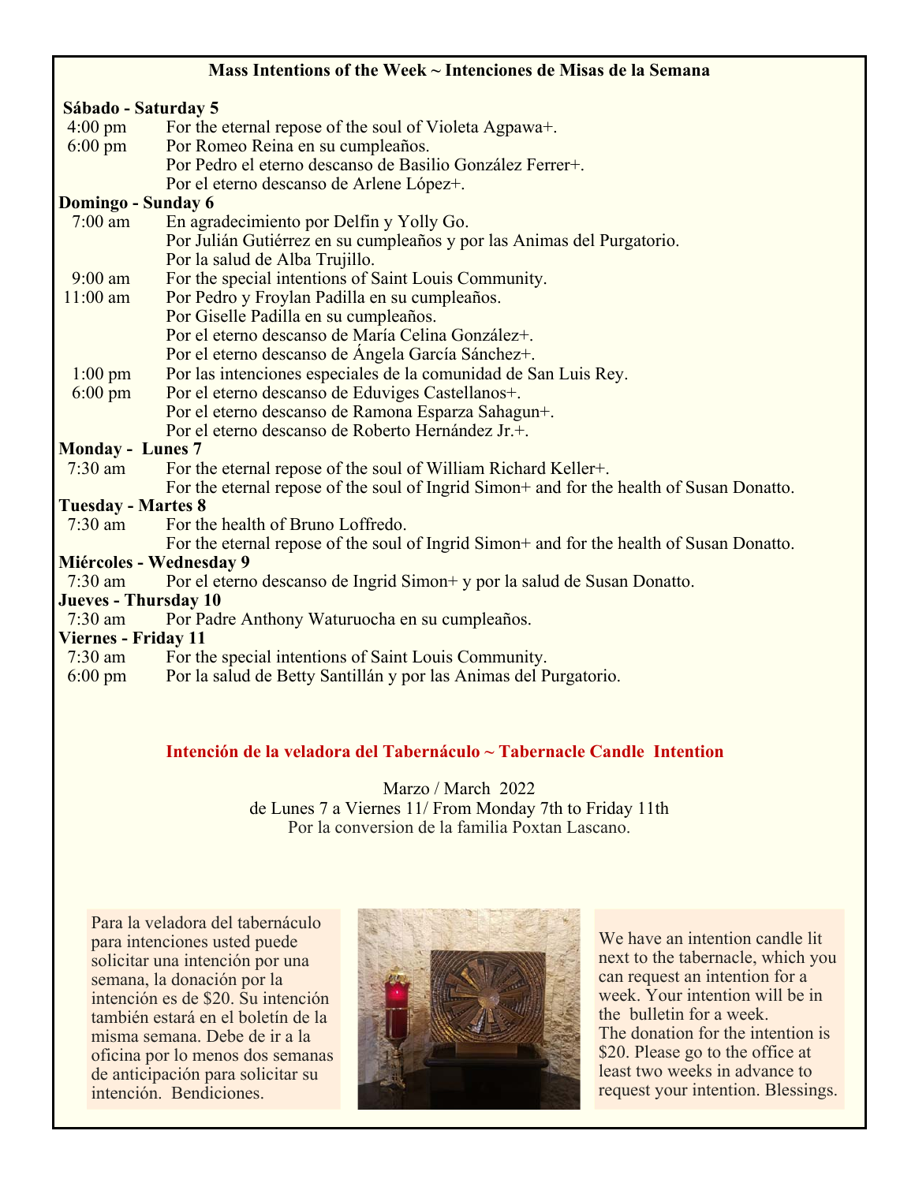## Mass Intentions of the Week ~ Intenciones de Misas de la Semana

**Sábado - Saturday 5**

| | |
|---|---|
| 4:00 pm | For the eternal repose of the soul of Violeta Agpawa+. |
| 6:00 pm | Por Romeo Reina en su cumpleaños. |
| | Por Pedro el eterno descanso de Basilio González Ferrer+. |
| | Por el eterno descanso de Arlene López+. |

**Domingo - Sunday 6**

| | |
|---|---|
| 7:00 am | En agradecimiento por Delfin y Yolly Go. |
| | Por Julián Gutiérrez en su cumpleaños y por las Animas del Purgatorio. |
| | Por la salud de Alba Trujillo. |
| 9:00 am | For the special intentions of Saint Louis Community. |
| 11:00 am | Por Pedro y Froylan Padilla en su cumpleaños. |
| | Por Giselle Padilla en su cumpleaños. |
| | Por el eterno descanso de María Celina González+. |
| | Por el eterno descanso de Ángela García Sánchez+. |
| 1:00 pm | Por las intenciones especiales de la comunidad de San Luis Rey. |
| 6:00 pm | Por el eterno descanso de Eduviges Castellanos+. |
| | Por el eterno descanso de Ramona Esparza Sahagun+. |
| | Por el eterno descanso de Roberto Hernández Jr.+. |

**Monday - Lunes 7**

| | |
|---|---|
| 7:30 am | For the eternal repose of the soul of William Richard Keller+. |
| | For the eternal repose of the soul of Ingrid Simon+ and for the health of Susan Donatto. |

**Tuesday - Martes 8**

| | |
|---|---|
| 7:30 am | For the health of Bruno Loffredo. |
| | For the eternal repose of the soul of Ingrid Simon+ and for the health of Susan Donatto. |

**Miércoles - Wednesday 9**

| | |
|---|---|
| 7:30 am | Por el eterno descanso de Ingrid Simon+ y por la salud de Susan Donatto. |

**Jueves - Thursday 10**

| | |
|---|---|
| 7:30 am | Por Padre Anthony Waturuocha en su cumpleaños. |

**Viernes - Friday 11**

| | |
|---|---|
| 7:30 am | For the special intentions of Saint Louis Community. |
| 6:00 pm | Por la salud de Betty Santillán y por las Animas del Purgatorio. |

## Intención de la veladora del Tabernáculo ~ Tabernacle Candle Intention

Marzo / March 2022

de Lunes 7 a Viernes 11/ From Monday 7th to Friday 11th

Por la conversion de la familia Poxtan Lascano.

Para la veladora del tabernáculo para intenciones usted puede solicitar una intención por una semana, la donación por la intención es de $20. Su intención también estará en el boletín de la misma semana. Debe de ir a la oficina por lo menos dos semanas de anticipación para solicitar su intención. Bendiciones.

We have an intention candle lit next to the tabernacle, which you can request an intention for a week. Your intention will be in the bulletin for a week. The donation for the intention is $20. Please go to the office at least two weeks in advance to request your intention. Blessings.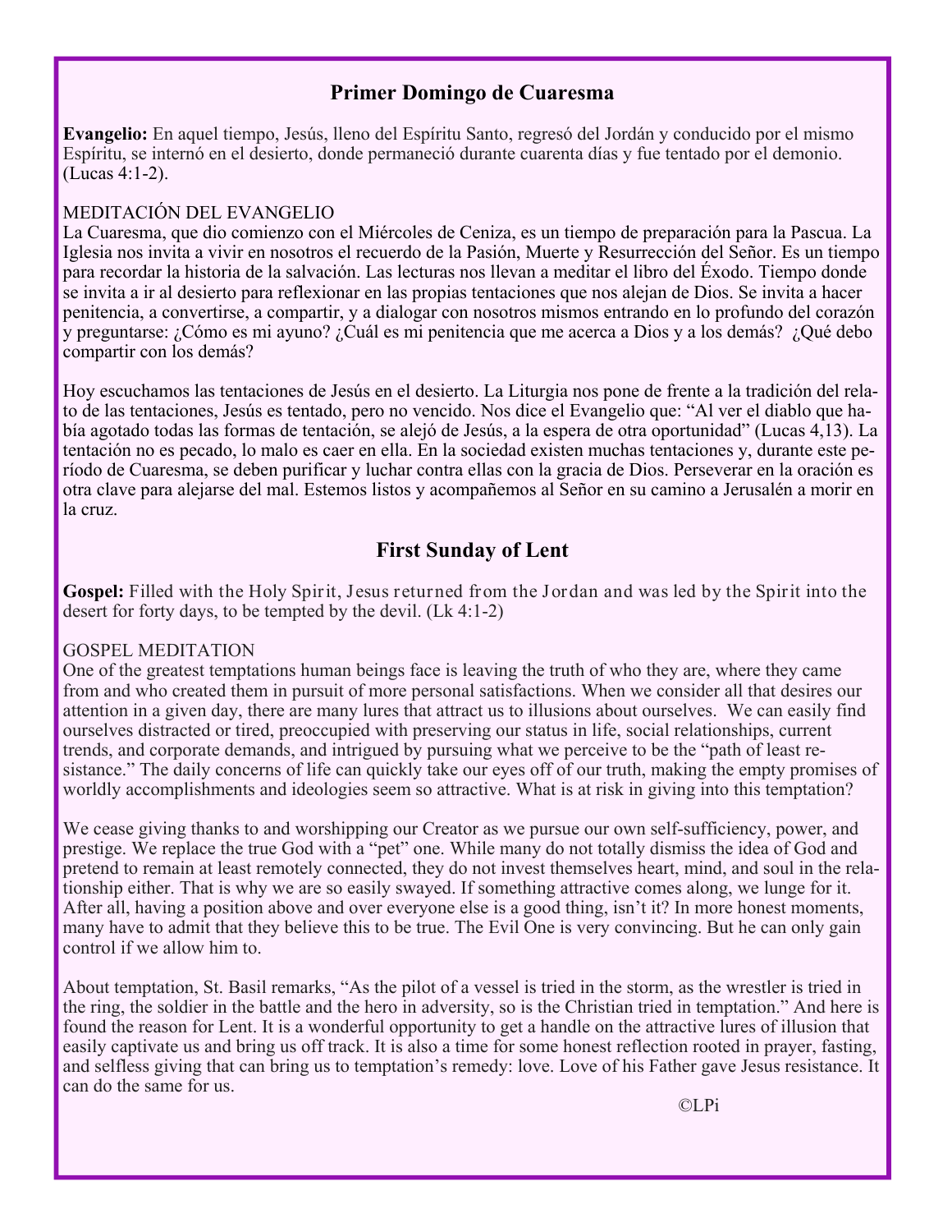## Primer Domingo de Cuaresma

**Evangelio:** En aquel tiempo, Jesús, lleno del Espíritu Santo, regresó del Jordán y conducido por el mismo Espíritu, se internó en el desierto, donde permaneció durante cuarenta días y fue tentado por el demonio. (Lucas 4:1-2).

MEDITACIÓN DEL EVANGELIO

La Cuaresma, que dio comienzo con el Miércoles de Ceniza, es un tiempo de preparación para la Pascua. La Iglesia nos invita a vivir en nosotros el recuerdo de la Pasión, Muerte y Resurrección del Señor. Es un tiempo para recordar la historia de la salvación. Las lecturas nos llevan a meditar el libro del Éxodo. Tiempo donde se invita a ir al desierto para reflexionar en las propias tentaciones que nos alejan de Dios. Se invita a hacer penitencia, a convertirse, a compartir, y a dialogar con nosotros mismos entrando en lo profundo del corazón y preguntarse: ¿Cómo es mi ayuno? ¿Cuál es mi penitencia que me acerca a Dios y a los demás? ¿Qué debo compartir con los demás?

Hoy escuchamos las tentaciones de Jesús en el desierto. La Liturgia nos pone de frente a la tradición del relato de las tentaciones, Jesús es tentado, pero no vencido. Nos dice el Evangelio que: "Al ver el diablo que había agotado todas las formas de tentación, se alejó de Jesús, a la espera de otra oportunidad" (Lucas 4,13). La tentación no es pecado, lo malo es caer en ella. En la sociedad existen muchas tentaciones y, durante este período de Cuaresma, se deben purificar y luchar contra ellas con la gracia de Dios. Perseverar en la oración es otra clave para alejarse del mal. Estemos listos y acompañemos al Señor en su camino a Jerusalén a morir en la cruz.

## First Sunday of Lent

**Gospel:** Filled with the Holy Spirit, Jesus returned from the Jordan and was led by the Spirit into the desert for forty days, to be tempted by the devil. (Lk 4:1-2)

GOSPEL MEDITATION

One of the greatest temptations human beings face is leaving the truth of who they are, where they came from and who created them in pursuit of more personal satisfactions. When we consider all that desires our attention in a given day, there are many lures that attract us to illusions about ourselves. We can easily find ourselves distracted or tired, preoccupied with preserving our status in life, social relationships, current trends, and corporate demands, and intrigued by pursuing what we perceive to be the "path of least resistance." The daily concerns of life can quickly take our eyes off of our truth, making the empty promises of worldly accomplishments and ideologies seem so attractive. What is at risk in giving into this temptation?

We cease giving thanks to and worshipping our Creator as we pursue our own self-sufficiency, power, and prestige. We replace the true God with a "pet" one. While many do not totally dismiss the idea of God and pretend to remain at least remotely connected, they do not invest themselves heart, mind, and soul in the relationship either. That is why we are so easily swayed. If something attractive comes along, we lunge for it. After all, having a position above and over everyone else is a good thing, isn't it? In more honest moments, many have to admit that they believe this to be true. The Evil One is very convincing. But he can only gain control if we allow him to.

About temptation, St. Basil remarks, "As the pilot of a vessel is tried in the storm, as the wrestler is tried in the ring, the soldier in the battle and the hero in adversity, so is the Christian tried in temptation." And here is found the reason for Lent. It is a wonderful opportunity to get a handle on the attractive lures of illusion that easily captivate us and bring us off track. It is also a time for some honest reflection rooted in prayer, fasting, and selfless giving that can bring us to temptation's remedy: love. Love of his Father gave Jesus resistance. It can do the same for us.

©LPi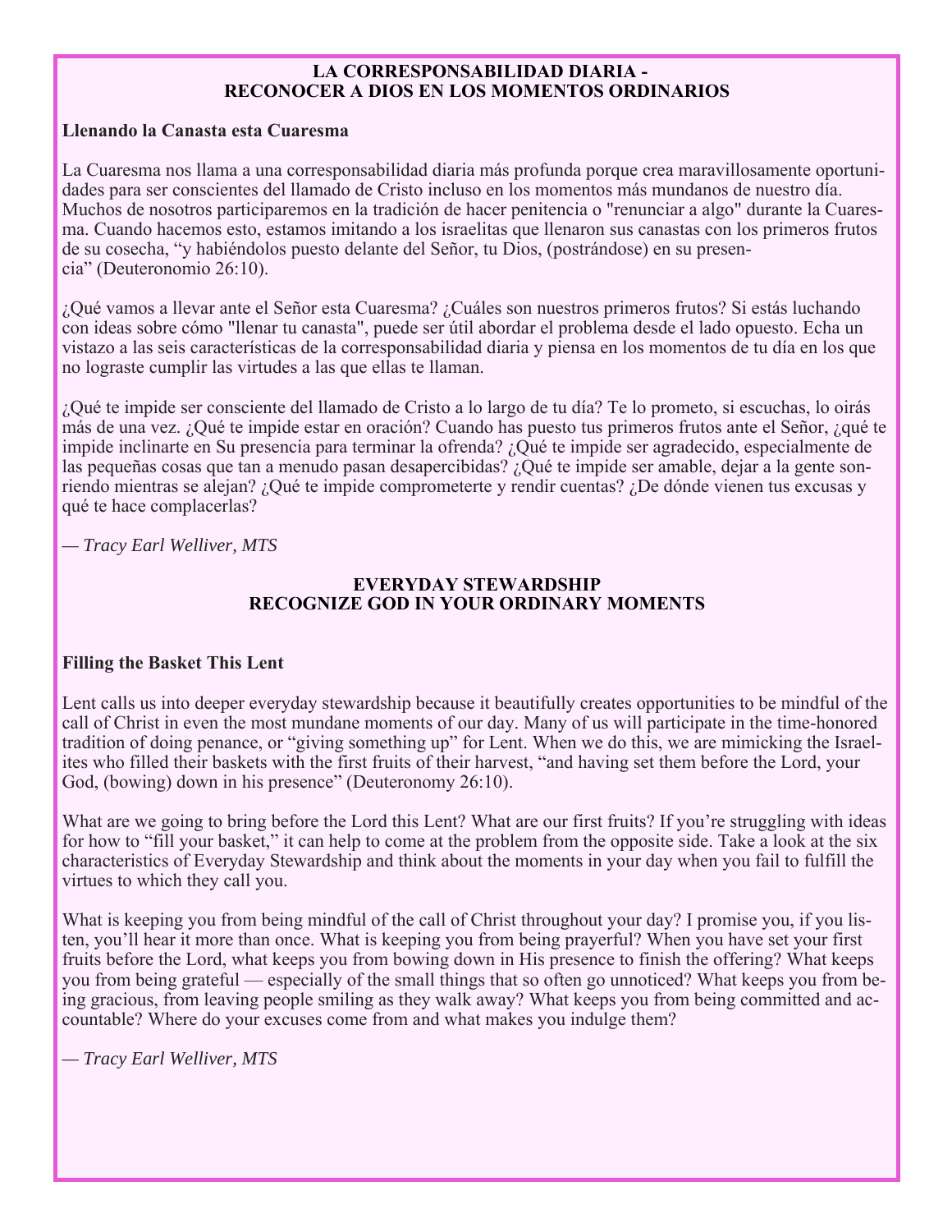## LA CORRESPONSABILIDAD DIARIA - RECONOCER A DIOS EN LOS MOMENTOS ORDINARIOS

**Llenando la Canasta esta Cuaresma**

La Cuaresma nos llama a una corresponsabilidad diaria más profunda porque crea maravillosamente oportunidades para ser conscientes del llamado de Cristo incluso en los momentos más mundanos de nuestro día. Muchos de nosotros participaremos en la tradición de hacer penitencia o "renunciar a algo" durante la Cuaresma. Cuando hacemos esto, estamos imitando a los israelitas que llenaron sus canastas con los primeros frutos de su cosecha, "y habiéndolos puesto delante del Señor, tu Dios, (postrándose) en su presencia" (Deuteronomio 26:10).

¿Qué vamos a llevar ante el Señor esta Cuaresma? ¿Cuáles son nuestros primeros frutos? Si estás luchando con ideas sobre cómo "llenar tu canasta", puede ser útil abordar el problema desde el lado opuesto. Echa un vistazo a las seis características de la corresponsabilidad diaria y piensa en los momentos de tu día en los que no lograste cumplir las virtudes a las que ellas te llaman.

¿Qué te impide ser consciente del llamado de Cristo a lo largo de tu día? Te lo prometo, si escuchas, lo oirás más de una vez. ¿Qué te impide estar en oración? Cuando has puesto tus primeros frutos ante el Señor, ¿qué te impide inclinarte en Su presencia para terminar la ofrenda? ¿Qué te impide ser agradecido, especialmente de las pequeñas cosas que tan a menudo pasan desapercibidas? ¿Qué te impide ser amable, dejar a la gente sonriendo mientras se alejan? ¿Qué te impide comprometerte y rendir cuentas? ¿De dónde vienen tus excusas y qué te hace complacerlas?

*— Tracy Earl Welliver, MTS*

## EVERYDAY STEWARDSHIP RECOGNIZE GOD IN YOUR ORDINARY MOMENTS

**Filling the Basket This Lent**

Lent calls us into deeper everyday stewardship because it beautifully creates opportunities to be mindful of the call of Christ in even the most mundane moments of our day. Many of us will participate in the time-honored tradition of doing penance, or "giving something up" for Lent. When we do this, we are mimicking the Israelites who filled their baskets with the first fruits of their harvest, "and having set them before the Lord, your God, (bowing) down in his presence" (Deuteronomy 26:10).

What are we going to bring before the Lord this Lent? What are our first fruits? If you're struggling with ideas for how to "fill your basket," it can help to come at the problem from the opposite side. Take a look at the six characteristics of Everyday Stewardship and think about the moments in your day when you fail to fulfill the virtues to which they call you.

What is keeping you from being mindful of the call of Christ throughout your day? I promise you, if you listen, you'll hear it more than once. What is keeping you from being prayerful? When you have set your first fruits before the Lord, what keeps you from bowing down in His presence to finish the offering? What keeps you from being grateful — especially of the small things that so often go unnoticed? What keeps you from being gracious, from leaving people smiling as they walk away? What keeps you from being committed and accountable? Where do your excuses come from and what makes you indulge them?

*— Tracy Earl Welliver, MTS*